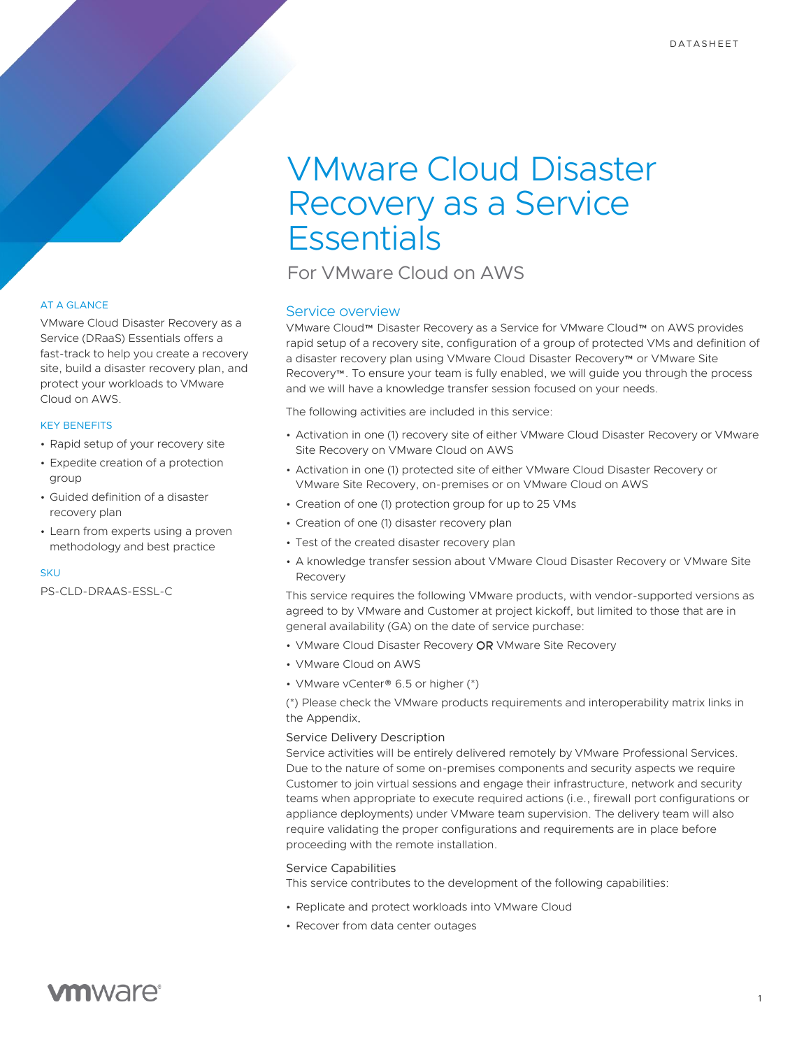DATASHEET

# VMware Cloud Disaster Recovery as a Service Essentials

## For VMware Cloud on AWS

### AT A GLANCE

VMware Cloud Disaster Recovery as a Service (DRaaS) Essentials offers a fast-track to help you create a recovery site, build a disaster recovery plan, and protect your workloads to VMware Cloud on AWS.

### KEY BENEFITS

- Rapid setup of your recovery site
- Expedite creation of a protection group
- Guided definition of a disaster recovery plan
- Learn from experts using a proven methodology and best practice

### SKU

PS-CLD-DRAAS-ESSL-C

## Service overview

VMware Cloud™ Disaster Recovery as a Service for VMware Cloud™ on AWS provides rapid setup of a recovery site, configuration of a group of protected VMs and definition of a disaster recovery plan using VMware Cloud Disaster Recovery™ or VMware Site Recovery™. To ensure your team is fully enabled, we will guide you through the process and we will have a knowledge transfer session focused on your needs.

The following activities are included in this service:

- Activation in one (1) recovery site of either VMware Cloud Disaster Recovery or VMware Site Recovery on VMware Cloud on AWS
- Activation in one (1) protected site of either VMware Cloud Disaster Recovery or VMware Site Recovery, on-premises or on VMware Cloud on AWS
- Creation of one (1) protection group for up to 25 VMs
- Creation of one (1) disaster recovery plan
- Test of the created disaster recovery plan
- A knowledge transfer session about VMware Cloud Disaster Recovery or VMware Site Recovery

This service requires the following VMware products, with vendor-supported versions as agreed to by VMware and Customer at project kickoff, but limited to those that are in general availability (GA) on the date of service purchase:

- VMware Cloud Disaster Recovery **OR** VMware Site Recovery
- VMware Cloud on AWS
- VMware vCenter® 6.5 or higher (*)

(*) Please check the VMware products requirements and interoperability matrix links in the Appendix.

### Service Delivery Description

Service activities will be entirely delivered remotely by VMware Professional Services. Due to the nature of some on-premises components and security aspects we require Customer to join virtual sessions and engage their infrastructure, network and security teams when appropriate to execute required actions (i.e., firewall port configurations or appliance deployments) under VMware team supervision. The delivery team will also require validating the proper configurations and requirements are in place before proceeding with the remote installation.

### Service Capabilities

This service contributes to the development of the following capabilities:

- Replicate and protect workloads into VMware Cloud
- Recover from data center outages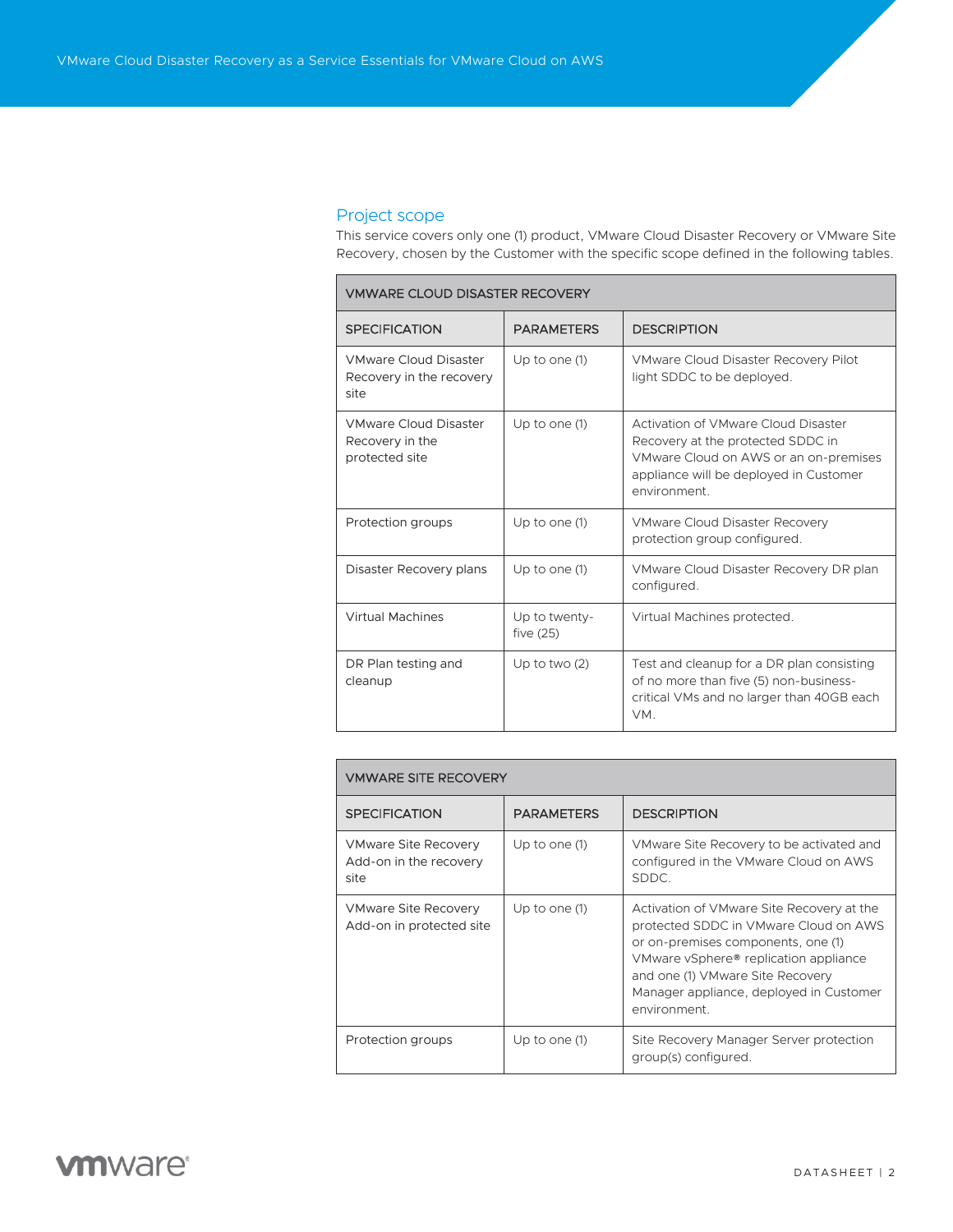## Project scope

This service covers only one (1) product, VMware Cloud Disaster Recovery or VMware Site Recovery, chosen by the Customer with the specific scope defined in the following tables.

| VMWARE CLOUD DISASTER RECOVERY | | |
|---|---|---|
| **SPECIFICATION** | **PARAMETERS** | **DESCRIPTION** |
| VMware Cloud Disaster Recovery in the recovery site | Up to one (1) | VMware Cloud Disaster Recovery Pilot light SDDC to be deployed. |
| VMware Cloud Disaster Recovery in the protected site | Up to one (1) | Activation of VMware Cloud Disaster Recovery at the protected SDDC in VMware Cloud on AWS or an on-premises appliance will be deployed in Customer environment. |
| Protection groups | Up to one (1) | VMware Cloud Disaster Recovery protection group configured. |
| Disaster Recovery plans | Up to one (1) | VMware Cloud Disaster Recovery DR plan configured. |
| Virtual Machines | Up to twenty-five (25) | Virtual Machines protected. |
| DR Plan testing and cleanup | Up to two (2) | Test and cleanup for a DR plan consisting of no more than five (5) non-business-critical VMs and no larger than 40GB each VM. |

| VMWARE SITE RECOVERY | | |
|---|---|---|
| **SPECIFICATION** | **PARAMETERS** | **DESCRIPTION** |
| VMware Site Recovery Add-on in the recovery site | Up to one (1) | VMware Site Recovery to be activated and configured in the VMware Cloud on AWS SDDC. |
| VMware Site Recovery Add-on in protected site | Up to one (1) | Activation of VMware Site Recovery at the protected SDDC in VMware Cloud on AWS or on-premises components, one (1) VMware vSphere® replication appliance and one (1) VMware Site Recovery Manager appliance, deployed in Customer environment. |
| Protection groups | Up to one (1) | Site Recovery Manager Server protection group(s) configured. |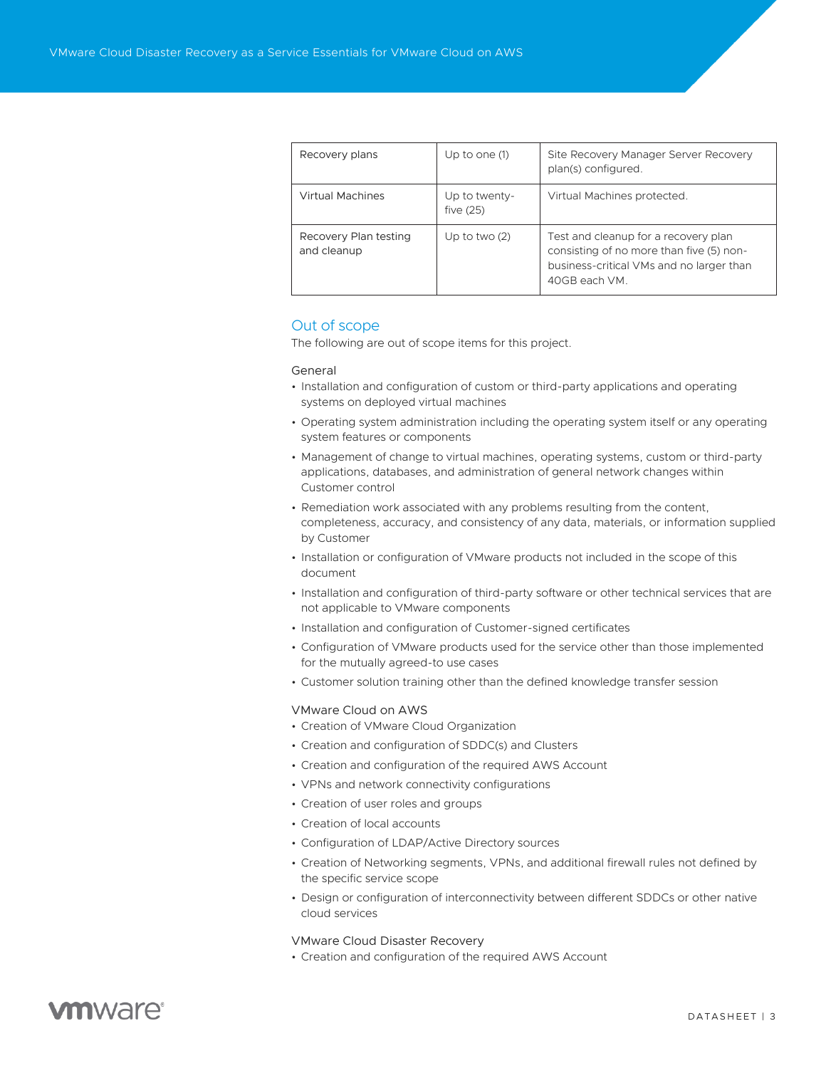| Recovery plans | Up to one (1) | Site Recovery Manager Server Recovery plan(s) configured. |
| --- | --- | --- |
| Virtual Machines | Up to twenty-five (25) | Virtual Machines protected. |
| Recovery Plan testing and cleanup | Up to two (2) | Test and cleanup for a recovery plan consisting of no more than five (5) non-business-critical VMs and no larger than 40GB each VM. |

## Out of scope

The following are out of scope items for this project.

### General

- Installation and configuration of custom or third-party applications and operating systems on deployed virtual machines
- Operating system administration including the operating system itself or any operating system features or components
- Management of change to virtual machines, operating systems, custom or third-party applications, databases, and administration of general network changes within Customer control
- Remediation work associated with any problems resulting from the content, completeness, accuracy, and consistency of any data, materials, or information supplied by Customer
- Installation or configuration of VMware products not included in the scope of this document
- Installation and configuration of third-party software or other technical services that are not applicable to VMware components
- Installation and configuration of Customer-signed certificates
- Configuration of VMware products used for the service other than those implemented for the mutually agreed-to use cases
- Customer solution training other than the defined knowledge transfer session

### VMware Cloud on AWS

- Creation of VMware Cloud Organization
- Creation and configuration of SDDC(s) and Clusters
- Creation and configuration of the required AWS Account
- VPNs and network connectivity configurations
- Creation of user roles and groups
- Creation of local accounts
- Configuration of LDAP/Active Directory sources
- Creation of Networking segments, VPNs, and additional firewall rules not defined by the specific service scope
- Design or configuration of interconnectivity between different SDDCs or other native cloud services

### VMware Cloud Disaster Recovery

- Creation and configuration of the required AWS Account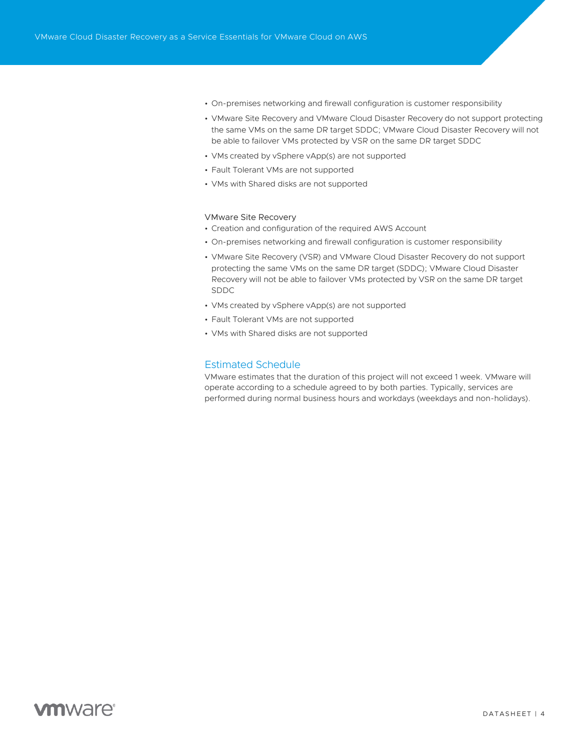- On-premises networking and firewall configuration is customer responsibility
- VMware Site Recovery and VMware Cloud Disaster Recovery do not support protecting the same VMs on the same DR target SDDC; VMware Cloud Disaster Recovery will not be able to failover VMs protected by VSR on the same DR target SDDC
- VMs created by vSphere vApp(s) are not supported
- Fault Tolerant VMs are not supported
- VMs with Shared disks are not supported

VMware Site Recovery

- Creation and configuration of the required AWS Account
- On-premises networking and firewall configuration is customer responsibility
- VMware Site Recovery (VSR) and VMware Cloud Disaster Recovery do not support protecting the same VMs on the same DR target (SDDC); VMware Cloud Disaster Recovery will not be able to failover VMs protected by VSR on the same DR target SDDC
- VMs created by vSphere vApp(s) are not supported
- Fault Tolerant VMs are not supported
- VMs with Shared disks are not supported

## Estimated Schedule

VMware estimates that the duration of this project will not exceed 1 week. VMware will operate according to a schedule agreed to by both parties. Typically, services are performed during normal business hours and workdays (weekdays and non-holidays).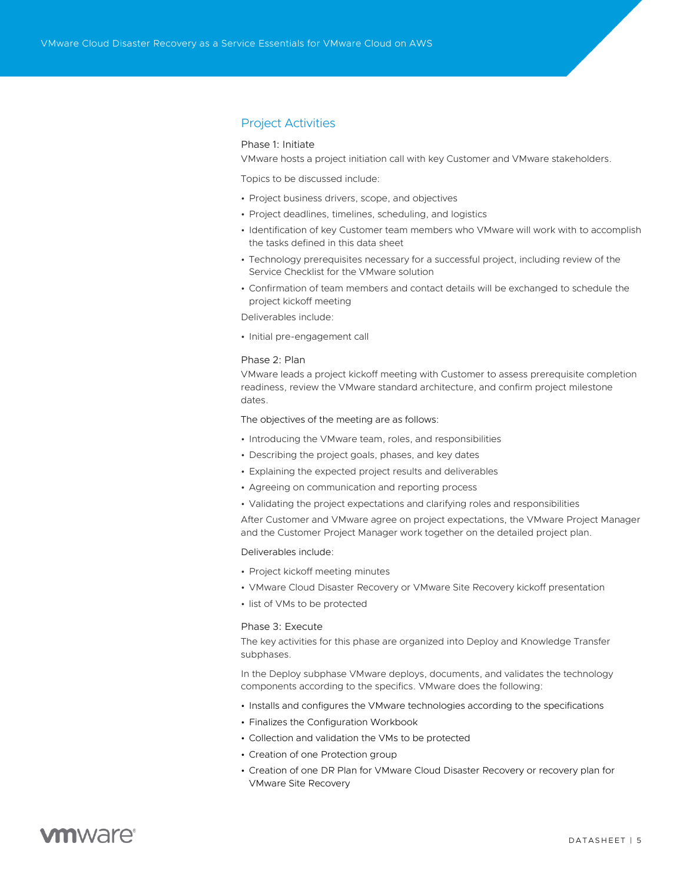## Project Activities

### Phase 1: Initiate

VMware hosts a project initiation call with key Customer and VMware stakeholders.

Topics to be discussed include:

- Project business drivers, scope, and objectives
- Project deadlines, timelines, scheduling, and logistics
- Identification of key Customer team members who VMware will work with to accomplish the tasks defined in this data sheet
- Technology prerequisites necessary for a successful project, including review of the Service Checklist for the VMware solution
- Confirmation of team members and contact details will be exchanged to schedule the project kickoff meeting

Deliverables include:

- Initial pre-engagement call

### Phase 2: Plan

VMware leads a project kickoff meeting with Customer to assess prerequisite completion readiness, review the VMware standard architecture, and confirm project milestone dates.

The objectives of the meeting are as follows:

- Introducing the VMware team, roles, and responsibilities
- Describing the project goals, phases, and key dates
- Explaining the expected project results and deliverables
- Agreeing on communication and reporting process
- Validating the project expectations and clarifying roles and responsibilities

After Customer and VMware agree on project expectations, the VMware Project Manager and the Customer Project Manager work together on the detailed project plan.

Deliverables include:

- Project kickoff meeting minutes
- VMware Cloud Disaster Recovery or VMware Site Recovery kickoff presentation
- list of VMs to be protected

### Phase 3: Execute

The key activities for this phase are organized into Deploy and Knowledge Transfer subphases.

In the Deploy subphase VMware deploys, documents, and validates the technology components according to the specifics. VMware does the following:

- Installs and configures the VMware technologies according to the specifications
- Finalizes the Configuration Workbook
- Collection and validation the VMs to be protected
- Creation of one Protection group
- Creation of one DR Plan for VMware Cloud Disaster Recovery or recovery plan for VMware Site Recovery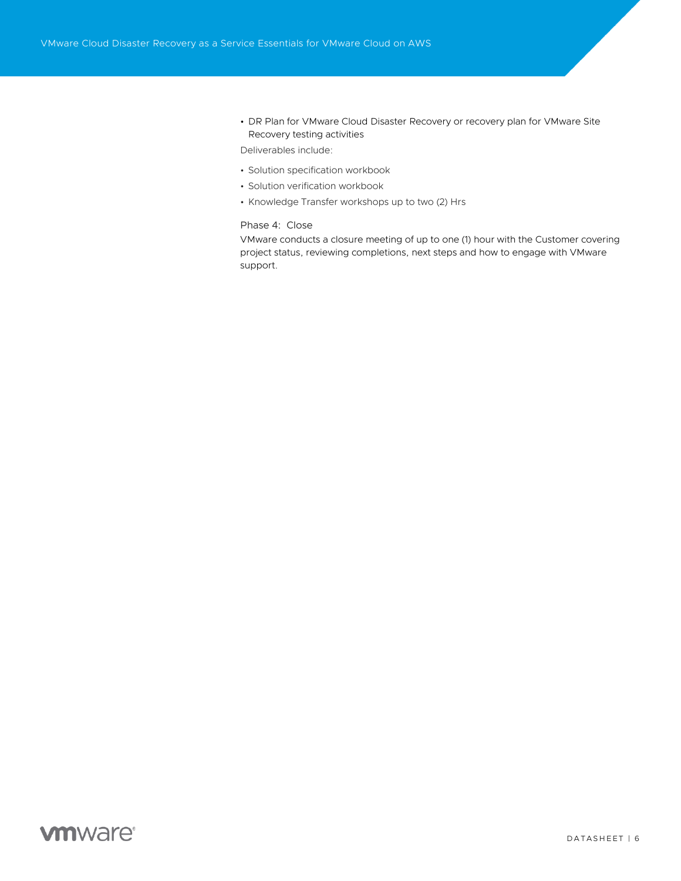- DR Plan for VMware Cloud Disaster Recovery or recovery plan for VMware Site Recovery testing activities

Deliverables include:

- Solution specification workbook
- Solution verification workbook
- Knowledge Transfer workshops up to two (2) Hrs

### Phase 4: Close

VMware conducts a closure meeting of up to one (1) hour with the Customer covering project status, reviewing completions, next steps and how to engage with VMware support.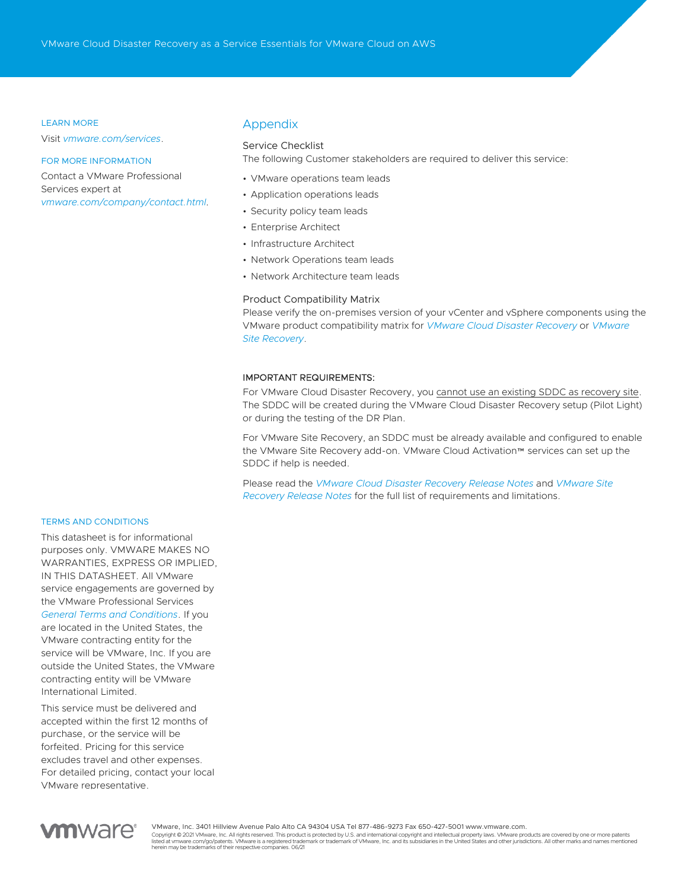## Appendix

### Service Checklist

The following Customer stakeholders are required to deliver this service:

- VMware operations team leads
- Application operations leads
- Security policy team leads
- Enterprise Architect
- Infrastructure Architect
- Network Operations team leads
- Network Architecture team leads

### Product Compatibility Matrix

Please verify the on-premises version of your vCenter and vSphere components using the VMware product compatibility matrix for *VMware Cloud Disaster Recovery* or *VMware Site Recovery*.

**IMPORTANT REQUIREMENTS:**

For VMware Cloud Disaster Recovery, you cannot use an existing SDDC as recovery site. The SDDC will be created during the VMware Cloud Disaster Recovery setup (Pilot Light) or during the testing of the DR Plan.

For VMware Site Recovery, an SDDC must be already available and configured to enable the VMware Site Recovery add-on. VMware Cloud Activation™ services can set up the SDDC if help is needed.

Please read the *VMware Cloud Disaster Recovery Release Notes* and *VMware Site Recovery Release Notes* for the full list of requirements and limitations.

LEARN MORE

Visit *vmware.com/services*.

FOR MORE INFORMATION

Contact a VMware Professional Services expert at *vmware.com/company/contact.html*.

TERMS AND CONDITIONS

This datasheet is for informational purposes only. VMWARE MAKES NO WARRANTIES, EXPRESS OR IMPLIED, IN THIS DATASHEET. All VMware service engagements are governed by the VMware Professional Services *General Terms and Conditions*. If you are located in the United States, the VMware contracting entity for the service will be VMware, Inc. If you are outside the United States, the VMware contracting entity will be VMware International Limited.

This service must be delivered and accepted within the first 12 months of purchase, or the service will be forfeited. Pricing for this service excludes travel and other expenses. For detailed pricing, contact your local VMware representative.

VMware, Inc. 3401 Hillview Avenue Palo Alto CA 94304 USA Tel 877-486-9273 Fax 650-427-5001 www.vmware.com.
Copyright © 2021 VMware, Inc. All rights reserved. This product is protected by U.S. and international copyright and intellectual property laws. VMware products are covered by one or more patents listed at vmware.com/go/patents. VMware is a registered trademark or trademark of VMware, Inc. and its subsidiaries in the United States and other jurisdictions. All other marks and names mentioned herein may be trademarks of their respective companies. 06/21